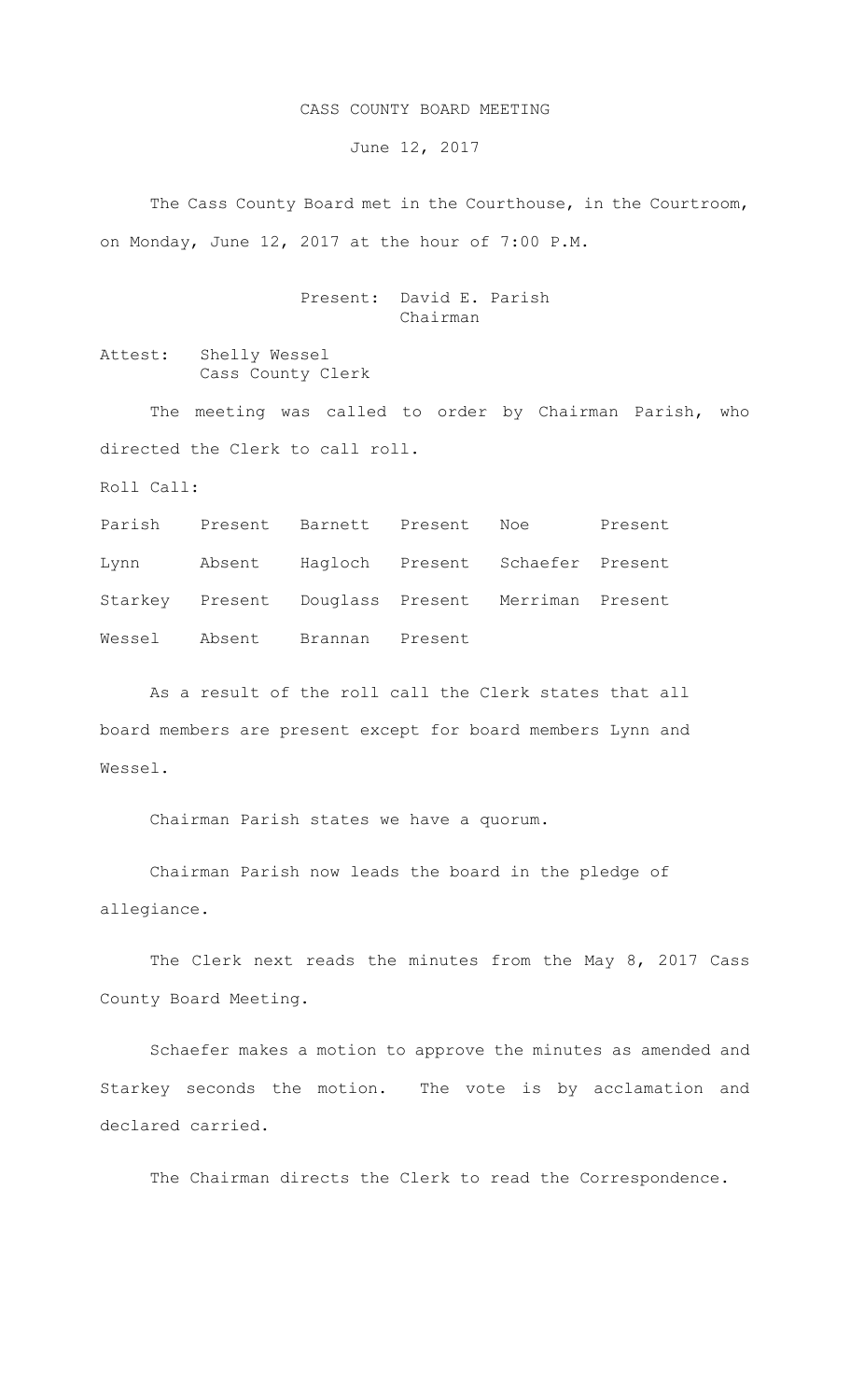# CASS COUNTY BOARD MEETING

June 12, 2017

The Cass County Board met in the Courthouse, in the Courtroom, on Monday, June 12, 2017 at the hour of 7:00 P.M.

Present: David E. Parish  
Chairman

Attest: Shelly Wessel  
Cass County Clerk

The meeting was called to order by Chairman Parish, who directed the Clerk to call roll.

Roll Call:

| | | | | | |
|---|---|---|---|---|---|
| Parish | Present | Barnett | Present | Noe | Present |
| Lynn | Absent | Hagloch | Present | Schaefer | Present |
| Starkey | Present | Douglass | Present | Merriman | Present |
| Wessel | Absent | Brannan | Present | | |

As a result of the roll call the Clerk states that all board members are present except for board members Lynn and Wessel.

Chairman Parish states we have a quorum.

Chairman Parish now leads the board in the pledge of allegiance.

The Clerk next reads the minutes from the May 8, 2017 Cass County Board Meeting.

Schaefer makes a motion to approve the minutes as amended and Starkey seconds the motion. The vote is by acclamation and declared carried.

The Chairman directs the Clerk to read the Correspondence.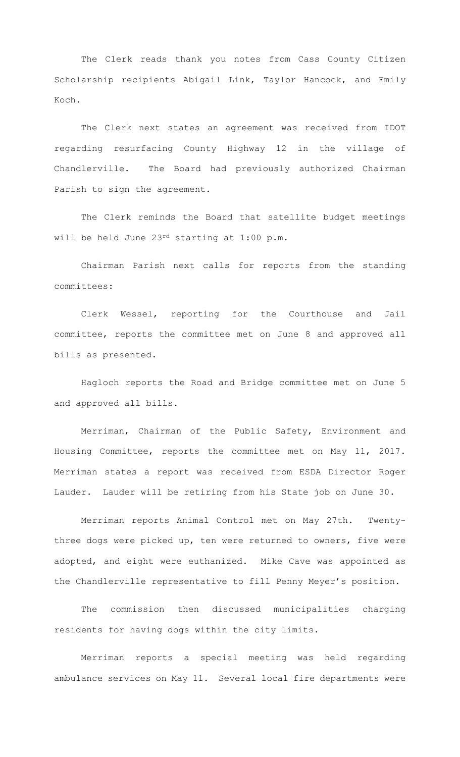The Clerk reads thank you notes from Cass County Citizen Scholarship recipients Abigail Link, Taylor Hancock, and Emily Koch.

The Clerk next states an agreement was received from IDOT regarding resurfacing County Highway 12 in the village of Chandlerville. The Board had previously authorized Chairman Parish to sign the agreement.

The Clerk reminds the Board that satellite budget meetings will be held June 23rd starting at 1:00 p.m.

Chairman Parish next calls for reports from the standing committees:

Clerk Wessel, reporting for the Courthouse and Jail committee, reports the committee met on June 8 and approved all bills as presented.

Hagloch reports the Road and Bridge committee met on June 5 and approved all bills.

Merriman, Chairman of the Public Safety, Environment and Housing Committee, reports the committee met on May 11, 2017. Merriman states a report was received from ESDA Director Roger Lauder. Lauder will be retiring from his State job on June 30.

Merriman reports Animal Control met on May 27th. Twenty-three dogs were picked up, ten were returned to owners, five were adopted, and eight were euthanized. Mike Cave was appointed as the Chandlerville representative to fill Penny Meyer's position.

The commission then discussed municipalities charging residents for having dogs within the city limits.

Merriman reports a special meeting was held regarding ambulance services on May 11. Several local fire departments were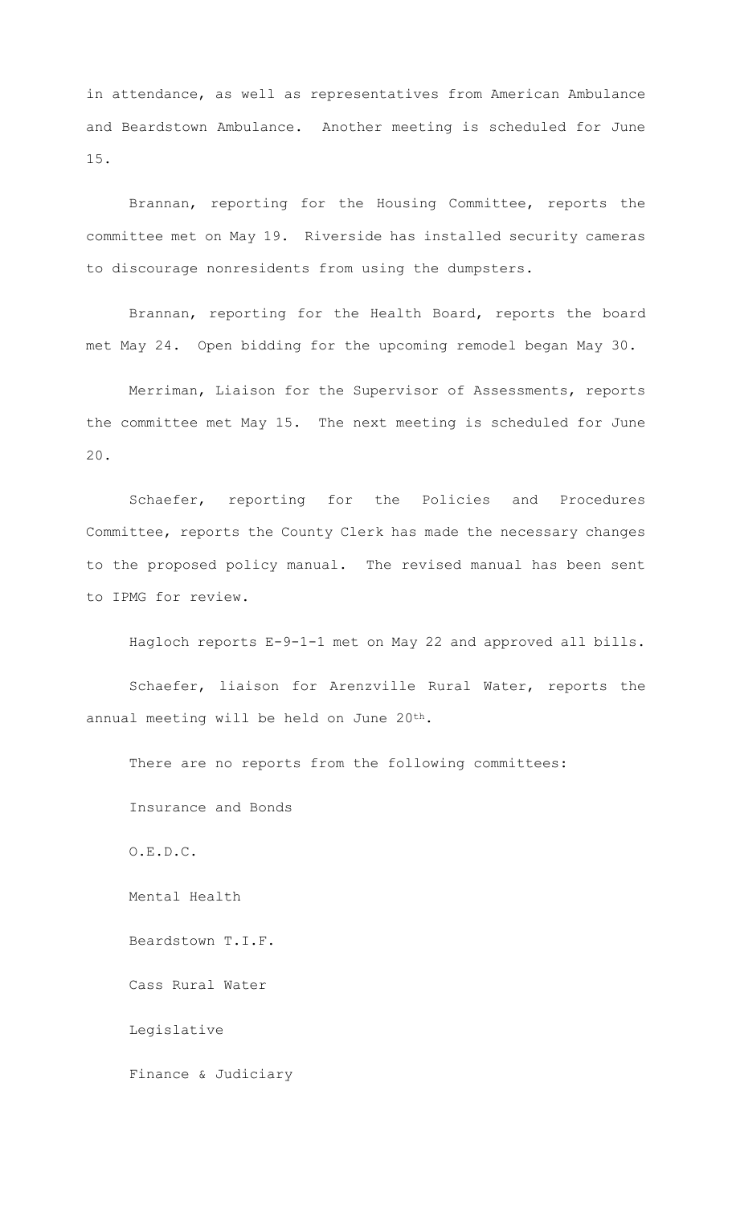in attendance, as well as representatives from American Ambulance and Beardstown Ambulance. Another meeting is scheduled for June 15.

Brannan, reporting for the Housing Committee, reports the committee met on May 19. Riverside has installed security cameras to discourage nonresidents from using the dumpsters.

Brannan, reporting for the Health Board, reports the board met May 24. Open bidding for the upcoming remodel began May 30.

Merriman, Liaison for the Supervisor of Assessments, reports the committee met May 15. The next meeting is scheduled for June 20.

Schaefer, reporting for the Policies and Procedures Committee, reports the County Clerk has made the necessary changes to the proposed policy manual. The revised manual has been sent to IPMG for review.

Hagloch reports E-9-1-1 met on May 22 and approved all bills.

Schaefer, liaison for Arenzville Rural Water, reports the annual meeting will be held on June 20th.

There are no reports from the following committees:

Insurance and Bonds

O.E.D.C.

Mental Health

Beardstown T.I.F.

Cass Rural Water

Legislative

Finance & Judiciary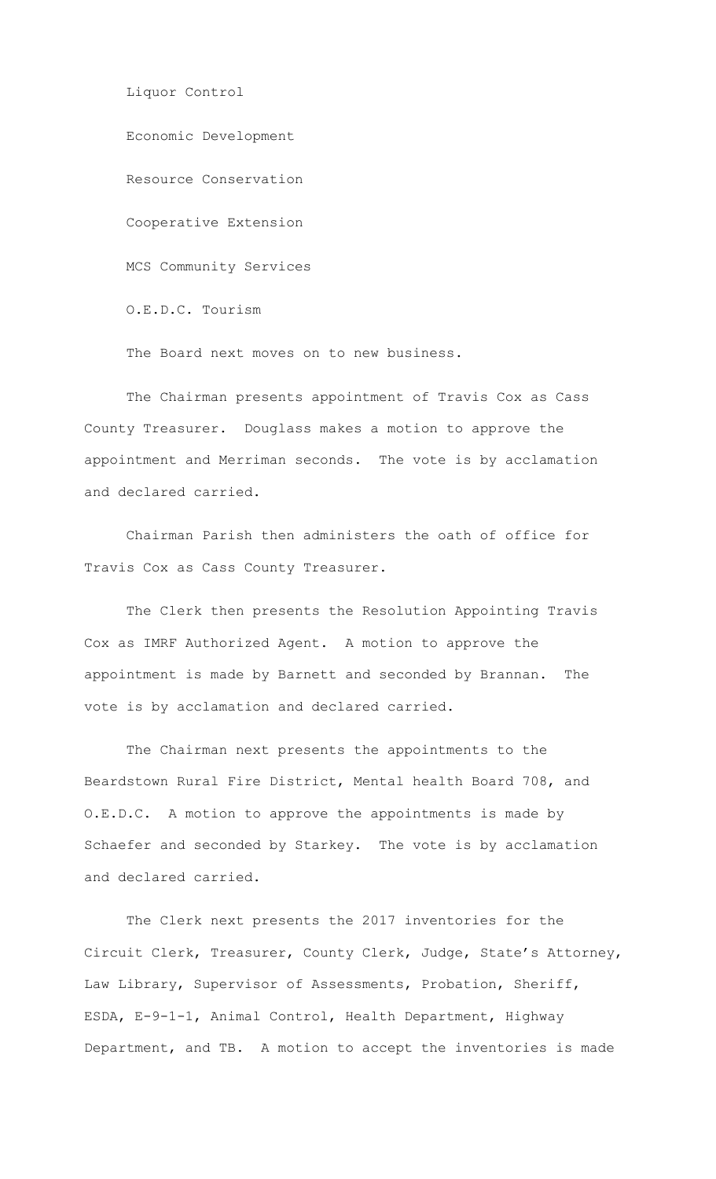Liquor Control

Economic Development

Resource Conservation

Cooperative Extension

MCS Community Services

O.E.D.C. Tourism

The Board next moves on to new business.

The Chairman presents appointment of Travis Cox as Cass County Treasurer. Douglass makes a motion to approve the appointment and Merriman seconds. The vote is by acclamation and declared carried.

Chairman Parish then administers the oath of office for Travis Cox as Cass County Treasurer.

The Clerk then presents the Resolution Appointing Travis Cox as IMRF Authorized Agent. A motion to approve the appointment is made by Barnett and seconded by Brannan. The vote is by acclamation and declared carried.

The Chairman next presents the appointments to the Beardstown Rural Fire District, Mental health Board 708, and O.E.D.C. A motion to approve the appointments is made by Schaefer and seconded by Starkey. The vote is by acclamation and declared carried.

The Clerk next presents the 2017 inventories for the Circuit Clerk, Treasurer, County Clerk, Judge, State's Attorney, Law Library, Supervisor of Assessments, Probation, Sheriff, ESDA, E-9-1-1, Animal Control, Health Department, Highway Department, and TB. A motion to accept the inventories is made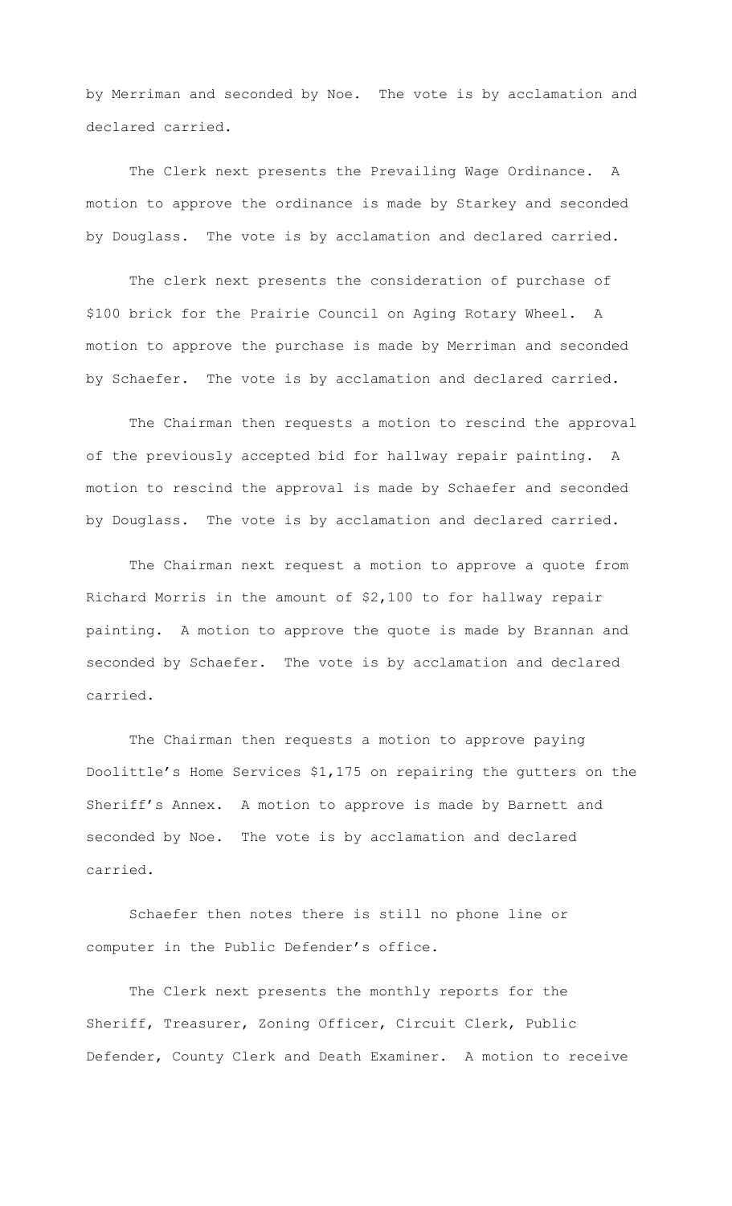by Merriman and seconded by Noe. The vote is by acclamation and declared carried.

The Clerk next presents the Prevailing Wage Ordinance. A motion to approve the ordinance is made by Starkey and seconded by Douglass. The vote is by acclamation and declared carried.

The clerk next presents the consideration of purchase of $100 brick for the Prairie Council on Aging Rotary Wheel. A motion to approve the purchase is made by Merriman and seconded by Schaefer. The vote is by acclamation and declared carried.

The Chairman then requests a motion to rescind the approval of the previously accepted bid for hallway repair painting. A motion to rescind the approval is made by Schaefer and seconded by Douglass. The vote is by acclamation and declared carried.

The Chairman next request a motion to approve a quote from Richard Morris in the amount of $2,100 to for hallway repair painting. A motion to approve the quote is made by Brannan and seconded by Schaefer. The vote is by acclamation and declared carried.

The Chairman then requests a motion to approve paying Doolittle's Home Services $1,175 on repairing the gutters on the Sheriff's Annex. A motion to approve is made by Barnett and seconded by Noe. The vote is by acclamation and declared carried.

Schaefer then notes there is still no phone line or computer in the Public Defender's office.

The Clerk next presents the monthly reports for the Sheriff, Treasurer, Zoning Officer, Circuit Clerk, Public Defender, County Clerk and Death Examiner. A motion to receive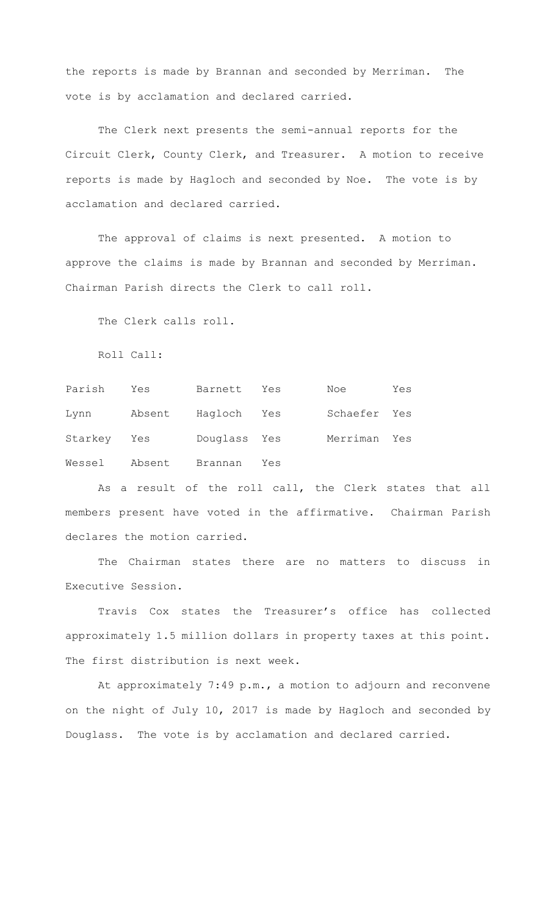the reports is made by Brannan and seconded by Merriman. The vote is by acclamation and declared carried.

The Clerk next presents the semi-annual reports for the Circuit Clerk, County Clerk, and Treasurer. A motion to receive reports is made by Hagloch and seconded by Noe. The vote is by acclamation and declared carried.

The approval of claims is next presented. A motion to approve the claims is made by Brannan and seconded by Merriman. Chairman Parish directs the Clerk to call roll.

The Clerk calls roll.

Roll Call:

| | | | | | |
|---|---|---|---|---|---|
| Parish | Yes | Barnett | Yes | Noe | Yes |
| Lynn | Absent | Hagloch | Yes | Schaefer | Yes |
| Starkey | Yes | Douglass | Yes | Merriman | Yes |
| Wessel | Absent | Brannan | Yes | | |

As a result of the roll call, the Clerk states that all members present have voted in the affirmative. Chairman Parish declares the motion carried.

The Chairman states there are no matters to discuss in Executive Session.

Travis Cox states the Treasurer's office has collected approximately 1.5 million dollars in property taxes at this point. The first distribution is next week.

At approximately 7:49 p.m., a motion to adjourn and reconvene on the night of July 10, 2017 is made by Hagloch and seconded by Douglass. The vote is by acclamation and declared carried.